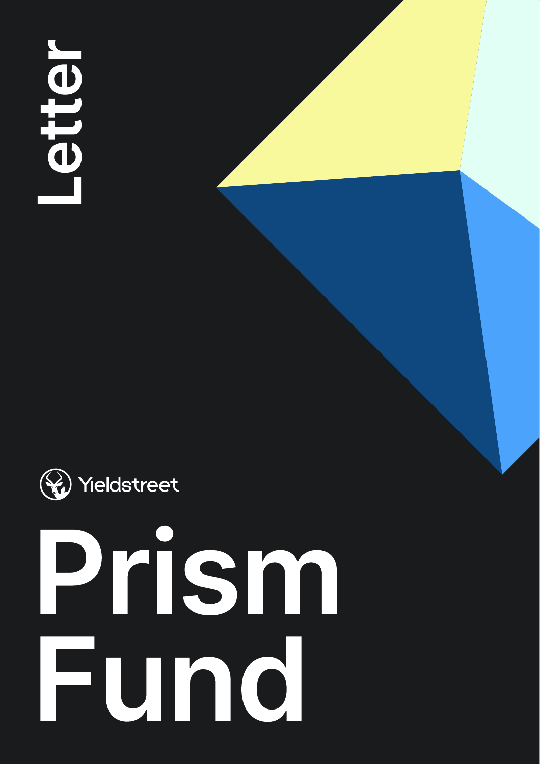Letter

Yieldstreet

# Prism Fund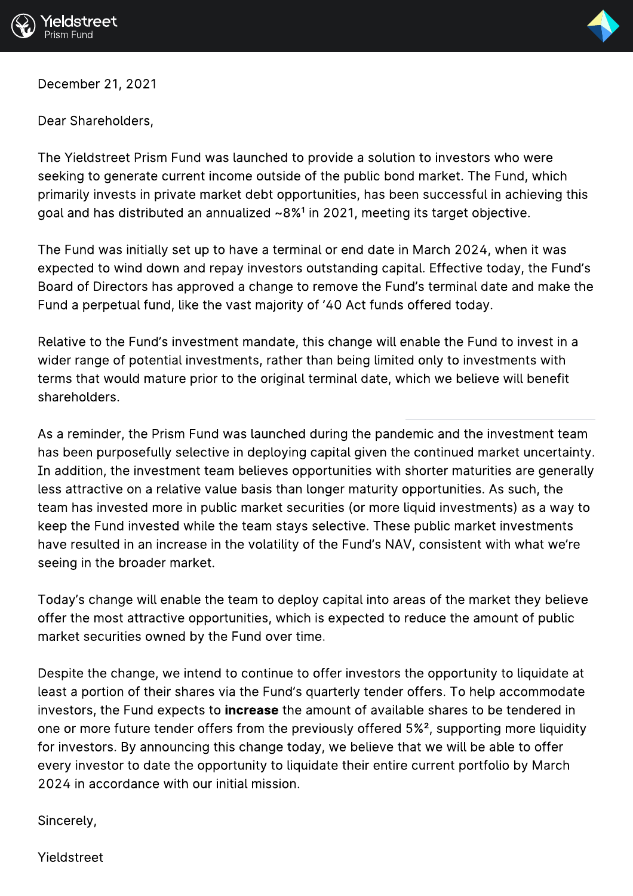December 21, 2021

Dear Shareholders,

The Yieldstreet Prism Fund was launched to provide a solution to investors who were seeking to generate current income outside of the public bond market. The Fund, which primarily invests in private market debt opportunities, has been successful in achieving this goal and has distributed an annualized ~8%[1] in 2021, meeting its target objective.

The Fund was initially set up to have a terminal or end date in March 2024, when it was expected to wind down and repay investors outstanding capital. Effective today, the Fund's Board of Directors has approved a change to remove the Fund's terminal date and make the Fund a perpetual fund, like the vast majority of '40 Act funds offered today.

Relative to the Fund's investment mandate, this change will enable the Fund to invest in a wider range of potential investments, rather than being limited only to investments with terms that would mature prior to the original terminal date, which we believe will benefit shareholders.

As a reminder, the Prism Fund was launched during the pandemic and the investment team has been purposefully selective in deploying capital given the continued market uncertainty. In addition, the investment team believes opportunities with shorter maturities are generally less attractive on a relative value basis than longer maturity opportunities. As such, the team has invested more in public market securities (or more liquid investments) as a way to keep the Fund invested while the team stays selective. These public market investments have resulted in an increase in the volatility of the Fund's NAV, consistent with what we're seeing in the broader market.

Today's change will enable the team to deploy capital into areas of the market they believe offer the most attractive opportunities, which is expected to reduce the amount of public market securities owned by the Fund over time.

Despite the change, we intend to continue to offer investors the opportunity to liquidate at least a portion of their shares via the Fund's quarterly tender offers. To help accommodate investors, the Fund expects to **increase** the amount of available shares to be tendered in one or more future tender offers from the previously offered 5%[2], supporting more liquidity for investors. By announcing this change today, we believe that we will be able to offer every investor to date the opportunity to liquidate their entire current portfolio by March 2024 in accordance with our initial mission.

Sincerely,

Yieldstreet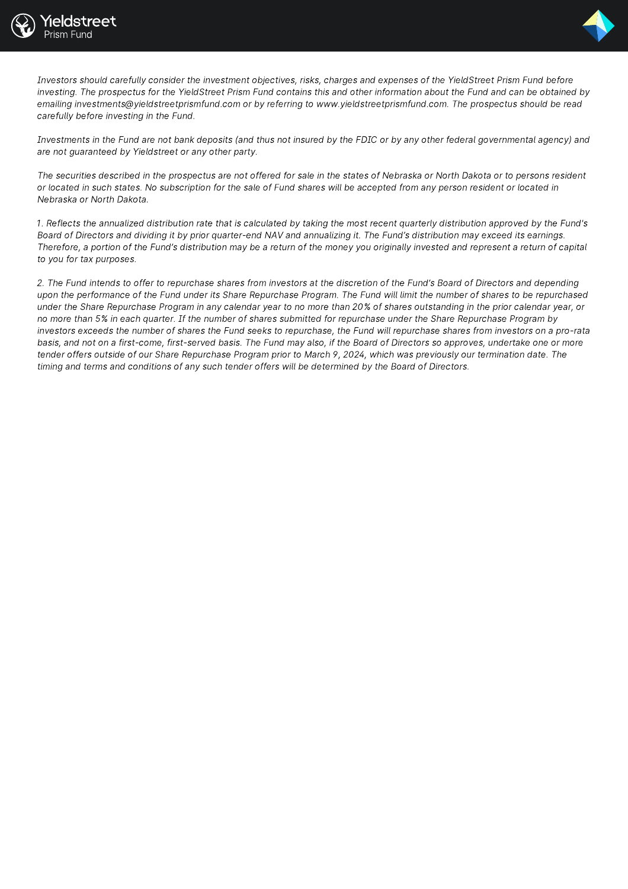*Investors should carefully consider the investment objectives, risks, charges and expenses of the YieldStreet Prism Fund before investing. The prospectus for the YieldStreet Prism Fund contains this and other information about the Fund and can be obtained by emailing investments@yieldstreetprismfund.com or by referring to www.yieldstreetprismfund.com. The prospectus should be read carefully before investing in the Fund.*

*Investments in the Fund are not bank deposits (and thus not insured by the FDIC or by any other federal governmental agency) and are not guaranteed by Yieldstreet or any other party.*

*The securities described in the prospectus are not offered for sale in the states of Nebraska or North Dakota or to persons resident or located in such states. No subscription for the sale of Fund shares will be accepted from any person resident or located in Nebraska or North Dakota.*

*1. Reflects the annualized distribution rate that is calculated by taking the most recent quarterly distribution approved by the Fund's Board of Directors and dividing it by prior quarter-end NAV and annualizing it. The Fund's distribution may exceed its earnings. Therefore, a portion of the Fund's distribution may be a return of the money you originally invested and represent a return of capital to you for tax purposes.*

*2. The Fund intends to offer to repurchase shares from investors at the discretion of the Fund's Board of Directors and depending upon the performance of the Fund under its Share Repurchase Program. The Fund will limit the number of shares to be repurchased under the Share Repurchase Program in any calendar year to no more than 20% of shares outstanding in the prior calendar year, or no more than 5% in each quarter. If the number of shares submitted for repurchase under the Share Repurchase Program by investors exceeds the number of shares the Fund seeks to repurchase, the Fund will repurchase shares from investors on a pro-rata basis, and not on a first-come, first-served basis. The Fund may also, if the Board of Directors so approves, undertake one or more tender offers outside of our Share Repurchase Program prior to March 9, 2024, which was previously our termination date. The timing and terms and conditions of any such tender offers will be determined by the Board of Directors.*